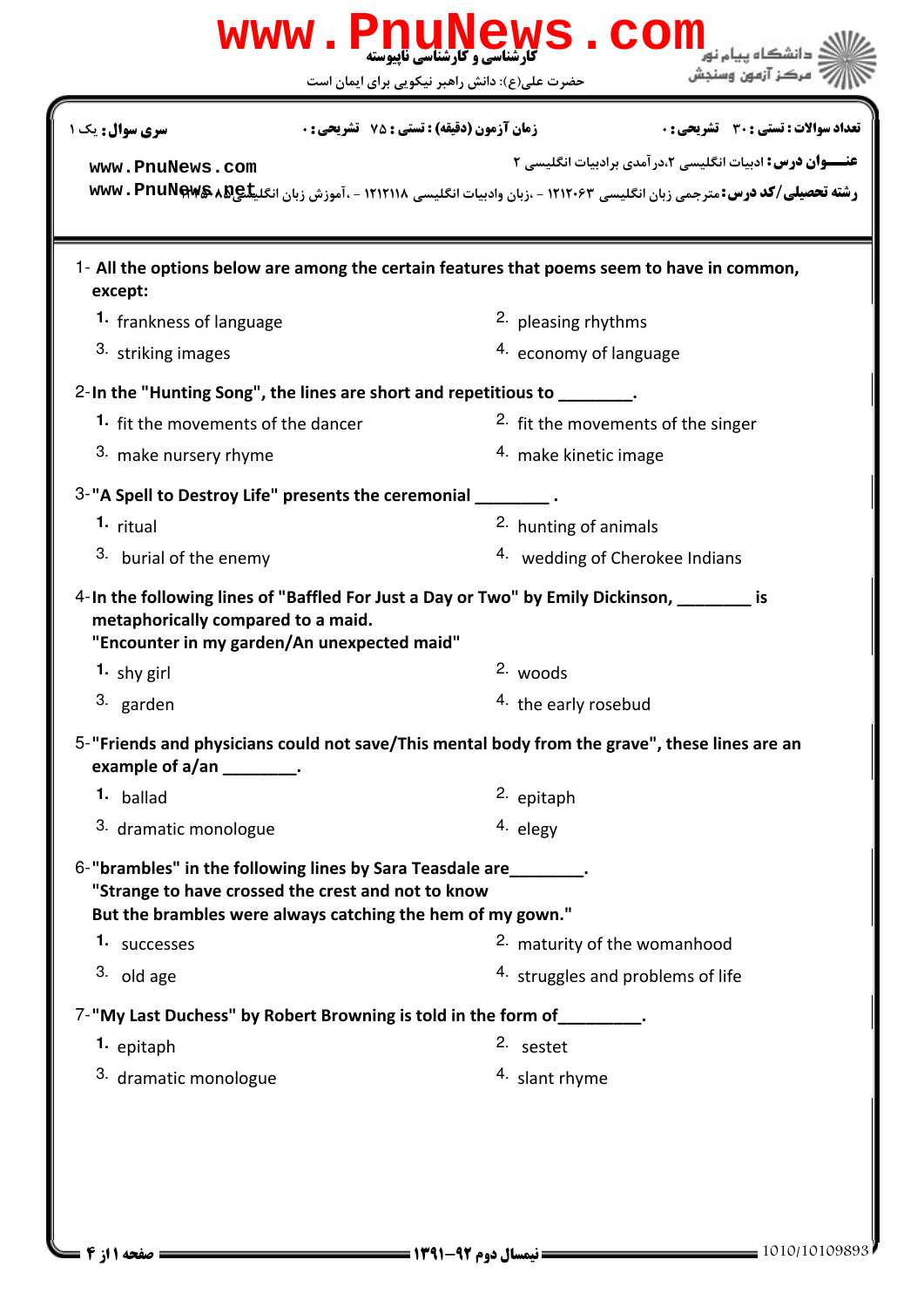www.PnuNews.com

کارشناسی و کارشناسی ناپیوسته

حضرت علی(ع): دانش راهبر نیکویی برای ایمان است

دانشگاه پیام نور
مرکز آزمون وسنجش

**سری سوال:** یک ۱ | **زمان آزمون (دقیقه) : تستی :** ۷۵ **تشریحی :** ۰ | **تعداد سوالات : تستی :** ۳۰ **تشریحی :** ۰

**عنـــوان درس:** ادبیات انگلیسی ۲،درآمدی برادبیات انگلیسی ۲

**رشته تحصیلی/کد درس:** مترجمی زبان انگلیسی ۱۲۱۲۰۶۳ - ،زبان وادبیات انگلیسی ۱۲۱۲۱۱۸ - ،آموزش زبان انگلیسی ۱۲۱۲۱۸۵

www.PnuNews.com
www.PnuNews.net

1- **All the options below are among the certain features that poems seem to have in common, except:**

1. frankness of language
2. pleasing rhythms
3. striking images
4. economy of language

2- **In the "Hunting Song", the lines are short and repetitious to ________.**

1. fit the movements of the dancer
2. fit the movements of the singer
3. make nursery rhyme
4. make kinetic image

3- **"A Spell to Destroy Life" presents the ceremonial ________ .**

1. ritual
2. hunting of animals
3. burial of the enemy
4. wedding of Cherokee Indians

4- **In the following lines of "Baffled For Just a Day or Two" by Emily Dickinson, ________ is metaphorically compared to a maid.**
**"Encounter in my garden/An unexpected maid"**

1. shy girl
2. woods
3. garden
4. the early rosebud

5- **"Friends and physicians could not save/This mental body from the grave", these lines are an example of a/an ________.**

1. ballad
2. epitaph
3. dramatic monologue
4. elegy

6- **"brambles" in the following lines by Sara Teasdale are________.**
**"Strange to have crossed the crest and not to know**
**But the brambles were always catching the hem of my gown."**

1. successes
2. maturity of the womanhood
3. old age
4. struggles and problems of life

7- **"My Last Duchess" by Robert Browning is told in the form of_________.**

1. epitaph
2. sestet
3. dramatic monologue
4. slant rhyme

نیمسال دوم ۹۲-۱۳۹۱

1010/10109893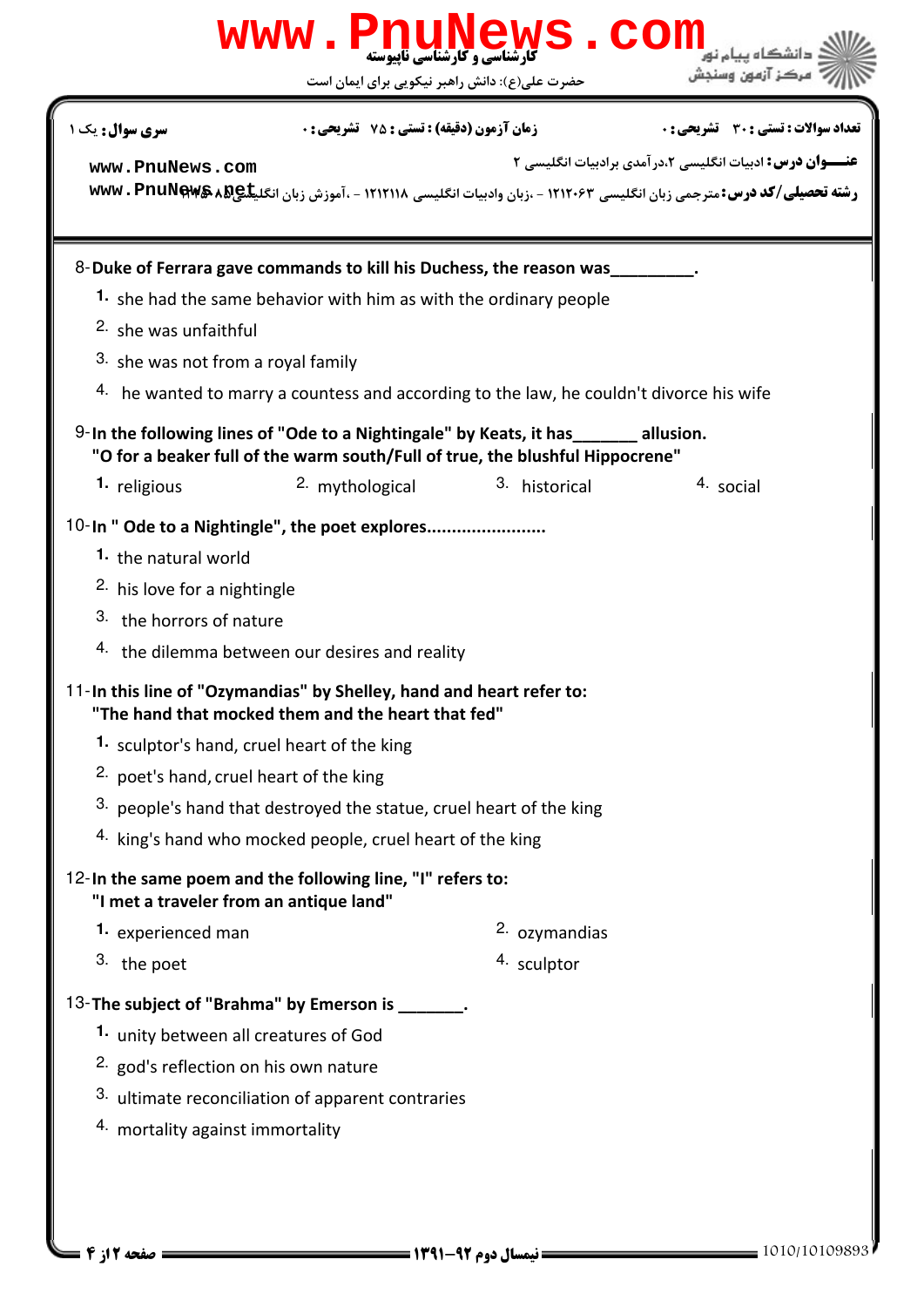8- **Duke of Ferrara gave commands to kill his Duchess, the reason was_________.**

1. she had the same behavior with him as with the ordinary people
2. she was unfaithful
3. she was not from a royal family
4. he wanted to marry a countess and according to the law, he couldn't divorce his wife

9- **In the following lines of "Ode to a Nightingale" by Keats, it has_______ allusion.**
**"O for a beaker full of the warm south/Full of true, the blushful Hippocrene"**

1. religious
2. mythological
3. historical
4. social

10- **In " Ode to a Nightingale", the poet explores.......................**

1. the natural world
2. his love for a nightingle
3. the horrors of nature
4. the dilemma between our desires and reality

11- **In this line of "Ozymandias" by Shelley, hand and heart refer to:**
**"The hand that mocked them and the heart that fed"**

1. sculptor's hand, cruel heart of the king
2. poet's hand, cruel heart of the king
3. people's hand that destroyed the statue, cruel heart of the king
4. king's hand who mocked people, cruel heart of the king

12- **In the same poem and the following line, "I" refers to:**
**"I met a traveler from an antique land"**

1. experienced man
2. ozymandias
3. the poet
4. sculptor

13- **The subject of "Brahma" by Emerson is _______.**

1. unity between all creatures of God
2. god's reflection on his own nature
3. ultimate reconciliation of apparent contraries
4. mortality against immortality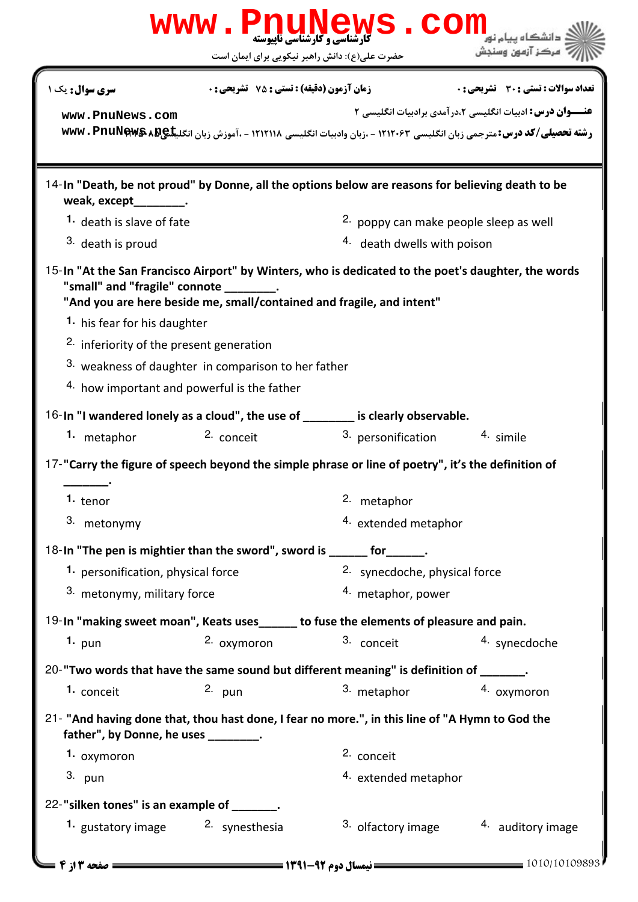14-In "Death, be not proud" by Donne, all the options below are reasons for believing death to be weak, except________.

1. death is slave of fate
2. poppy can make people sleep as well
3. death is proud
4. death dwells with poison

15-In "At the San Francisco Airport" by Winters, who is dedicated to the poet's daughter, the words "small" and "fragile" connote ________.
"And you are here beside me, small/contained and fragile, and intent"

1. his fear for his daughter
2. inferiority of the present generation
3. weakness of daughter in comparison to her father
4. how important and powerful is the father

16-In "I wandered lonely as a cloud", the use of ________ is clearly observable.

1. metaphor
2. conceit
3. personification
4. simile

17-"Carry the figure of speech beyond the simple phrase or line of poetry", it's the definition of _______.

1. tenor
2. metaphor
3. metonymy
4. extended metaphor

18-In "The pen is mightier than the sword", sword is ______ for______.

1. personification, physical force
2. synecdoche, physical force
3. metonymy, military force
4. metaphor, power

19-In "making sweet moan", Keats uses______ to fuse the elements of pleasure and pain.

1. pun
2. oxymoron
3. conceit
4. synecdoche

20-"Two words that have the same sound but different meaning" is definition of _______.

1. conceit
2. pun
3. metaphor
4. oxymoron

21- "And having done that, thou hast done, I fear no more.", in this line of "A Hymn to God the father", by Donne, he uses ________.

1. oxymoron
2. conceit
3. pun
4. extended metaphor

22-"silken tones" is an example of _______.

1. gustatory image
2. synesthesia
3. olfactory image
4. auditory image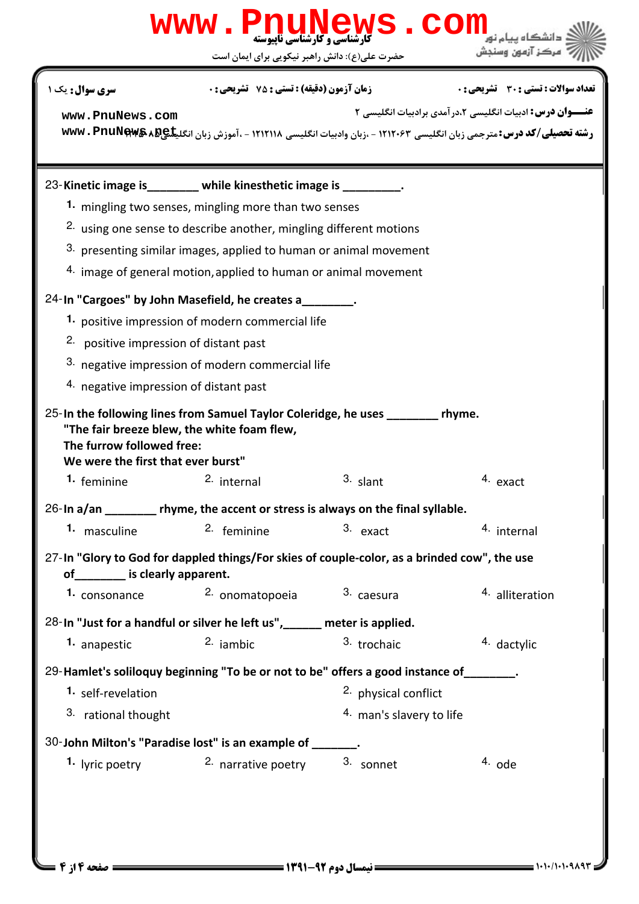23- **Kinetic image is________ while kinesthetic image is _________.**

1. mingling two senses, mingling more than two senses
2. using one sense to describe another, mingling different motions
3. presenting similar images, applied to human or animal movement
4. image of general motion, applied to human or animal movement

24- **In "Cargoes" by John Masefield, he creates a________.**

1. positive impression of modern commercial life
2. positive impression of distant past
3. negative impression of modern commercial life
4. negative impression of distant past

25- **In the following lines from Samuel Taylor Coleridge, he uses ________ rhyme.**
**"The fair breeze blew, the white foam flew,**
**The furrow followed free:**
**We were the first that ever burst"**

1. feminine
2. internal
3. slant
4. exact

26- **In a/an ________ rhyme, the accent or stress is always on the final syllable.**

1. masculine
2. feminine
3. exact
4. internal

27- **In "Glory to God for dappled things/For skies of couple-color, as a brinded cow", the use of________ is clearly apparent.**

1. consonance
2. onomatopoeia
3. caesura
4. alliteration

28- **In "Just for a handful or silver he left us",______ meter is applied.**

1. anapestic
2. iambic
3. trochaic
4. dactylic

29- **Hamlet's soliloquy beginning "To be or not to be" offers a good instance of________.**

1. self-revelation
2. physical conflict
3. rational thought
4. man's slavery to life

30- **John Milton's "Paradise lost" is an example of _______.**

1. lyric poetry
2. narrative poetry
3. sonnet
4. ode